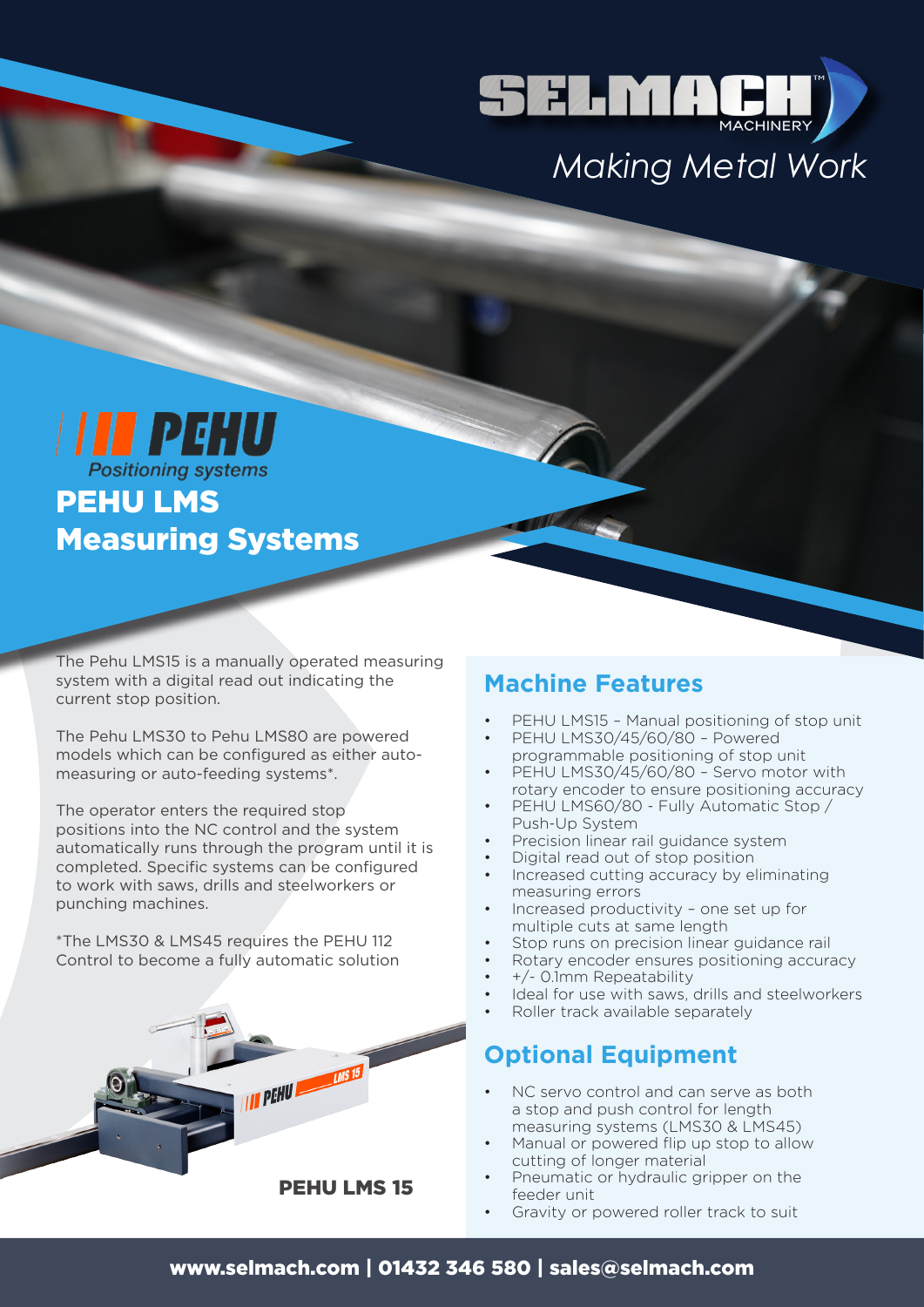SELMACH MACHINERY

*Making Metal Work*

PEHU Positioning systems

# PEHU LMS Measuring Systems

The Pehu LMS15 is a manually operated measuring system with a digital read out indicating the current stop position.

The Pehu LMS30 to Pehu LMS80 are powered models which can be configured as either auto-measuring or auto-feeding systems*.

The operator enters the required stop positions into the NC control and the system automatically runs through the program until it is completed. Specific systems can be configured to work with saws, drills and steelworkers or punching machines.

*The LMS30 & LMS45 requires the PEHU 112 Control to become a fully automatic solution

**PEHU LMS 15**

## Machine Features

- PEHU LMS15 – Manual positioning of stop unit
- PEHU LMS30/45/60/80 – Powered programmable positioning of stop unit
- PEHU LMS30/45/60/80 – Servo motor with rotary encoder to ensure positioning accuracy
- PEHU LMS60/80 - Fully Automatic Stop / Push-Up System
- Precision linear rail guidance system
- Digital read out of stop position
- Increased cutting accuracy by eliminating measuring errors
- Increased productivity – one set up for multiple cuts at same length
- Stop runs on precision linear guidance rail
- Rotary encoder ensures positioning accuracy
- +/- 0.1mm Repeatability
- Ideal for use with saws, drills and steelworkers
- Roller track available separately

## Optional Equipment

- NC servo control and can serve as both a stop and push control for length measuring systems (LMS30 & LMS45)
- Manual or powered flip up stop to allow cutting of longer material
- Pneumatic or hydraulic gripper on the feeder unit
- Gravity or powered roller track to suit

**www.selmach.com | 01432 346 580 | sales@selmach.com**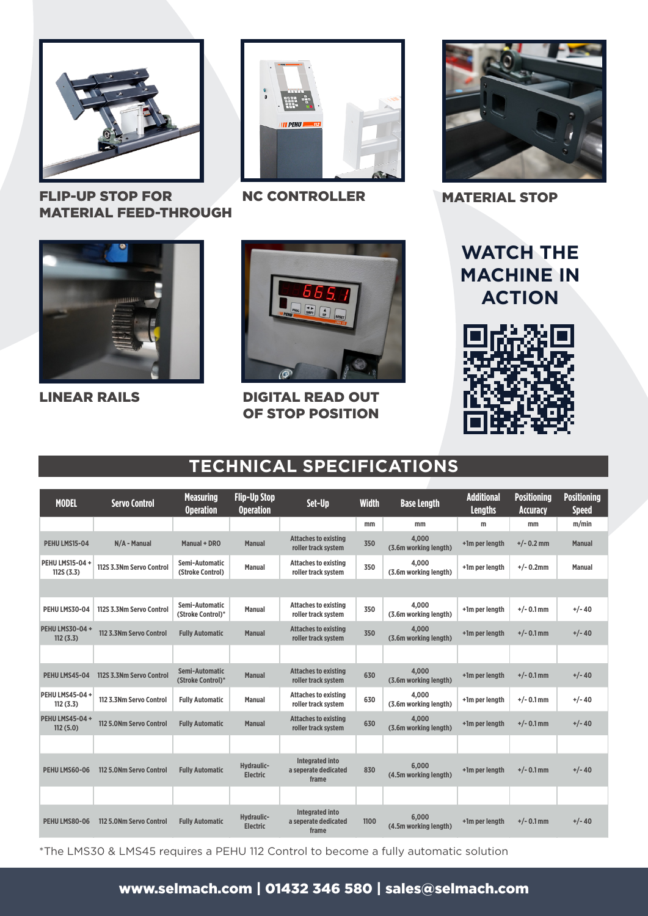FLIP-UP STOP FOR MATERIAL FEED-THROUGH

NC CONTROLLER

MATERIAL STOP

LINEAR RAILS

DIGITAL READ OUT OF STOP POSITION

## WATCH THE MACHINE IN ACTION

## TECHNICAL SPECIFICATIONS

| MODEL | Servo Control | Measuring Operation | Flip-Up Stop Operation | Set-Up | Width | Base Length | Additional Lengths | Positioning Accuracy | Positioning Speed |
|---|---|---|---|---|---|---|---|---|---|
| | | | | | mm | mm | m | mm | m/min |
| PEHU LMS15-04 | N/A - Manual | Manual + DRO | Manual | Attaches to existing roller track system | 350 | 4,000 (3.6m working length) | +1m per length | +/- 0.2 mm | Manual |
| PEHU LMS15-04 + 112S (3.3) | 112S 3.3Nm Servo Control | Semi-Automatic (Stroke Control) | Manual | Attaches to existing roller track system | 350 | 4,000 (3.6m working length) | +1m per length | +/- 0.2mm | Manual |
| | | | | | | | | | |
| PEHU LMS30-04 | 112S 3.3Nm Servo Control | Semi-Automatic (Stroke Control)* | Manual | Attaches to existing roller track system | 350 | 4,000 (3.6m working length) | +1m per length | +/- 0.1 mm | +/- 40 |
| PEHU LMS30-04 + 112 (3.3) | 112 3.3Nm Servo Control | Fully Automatic | Manual | Attaches to existing roller track system | 350 | 4,000 (3.6m working length) | +1m per length | +/- 0.1 mm | +/- 40 |
| | | | | | | | | | |
| PEHU LMS45-04 | 112S 3.3Nm Servo Control | Semi-Automatic (Stroke Control)* | Manual | Attaches to existing roller track system | 630 | 4,000 (3.6m working length) | +1m per length | +/- 0.1 mm | +/- 40 |
| PEHU LMS45-04 + 112 (3.3) | 112 3.3Nm Servo Control | Fully Automatic | Manual | Attaches to existing roller track system | 630 | 4,000 (3.6m working length) | +1m per length | +/- 0.1 mm | +/- 40 |
| PEHU LMS45-04 + 112 (5.0) | 112 5.0Nm Servo Control | Fully Automatic | Manual | Attaches to existing roller track system | 630 | 4,000 (3.6m working length) | +1m per length | +/- 0.1 mm | +/- 40 |
| | | | | | | | | | |
| PEHU LMS60-06 | 112 5.0Nm Servo Control | Fully Automatic | Hydraulic-Electric | Integrated into a seperate dedicated frame | 830 | 6,000 (4.5m working length) | +1m per length | +/- 0.1 mm | +/- 40 |
| | | | | | | | | | |
| PEHU LMS80-06 | 112 5.0Nm Servo Control | Fully Automatic | Hydraulic-Electric | Integrated into a seperate dedicated frame | 1100 | 6,000 (4.5m working length) | +1m per length | +/- 0.1 mm | +/- 40 |

*The LMS30 & LMS45 requires a PEHU 112 Control to become a fully automatic solution

**www.selmach.com | 01432 346 580 | sales@selmach.com**